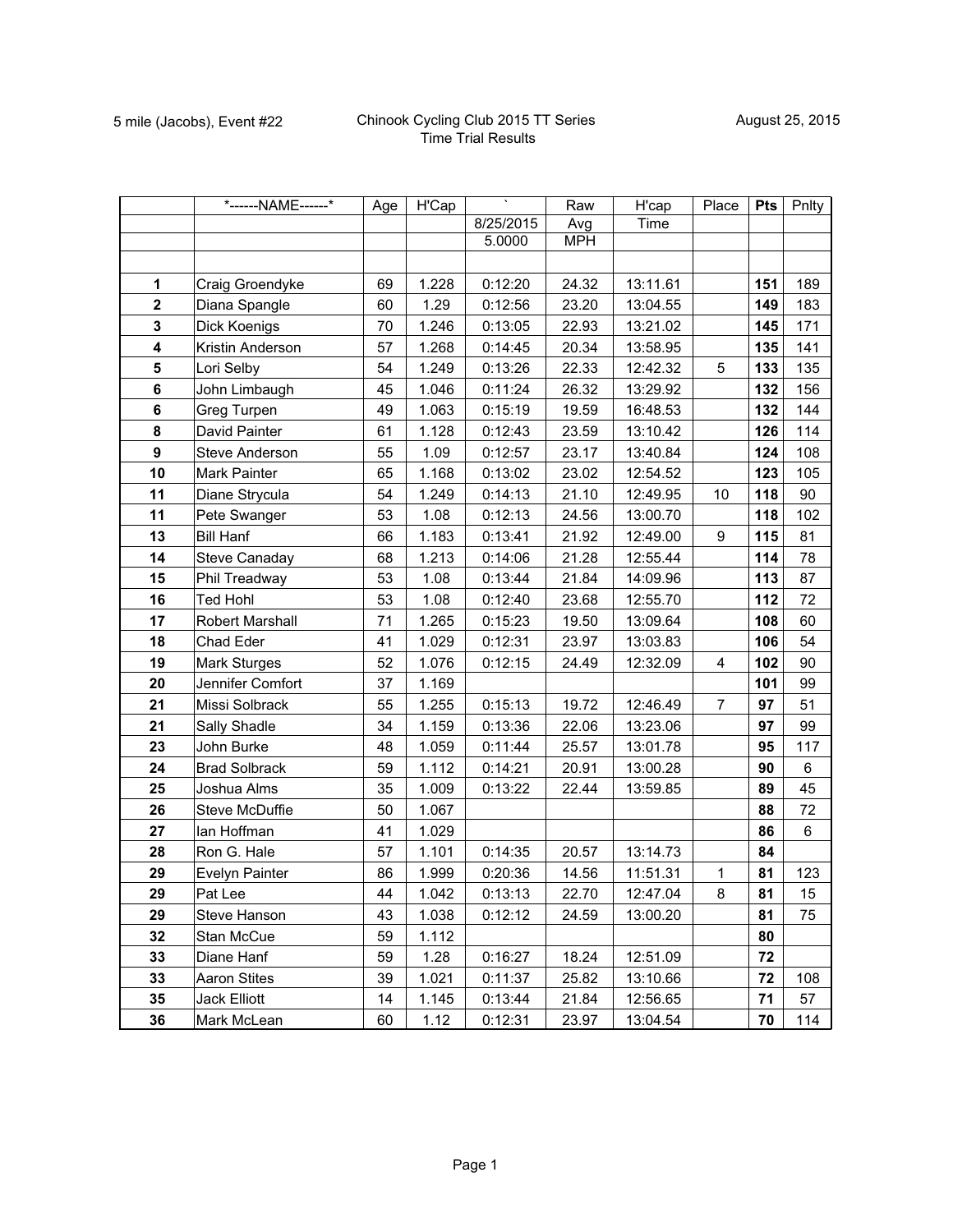5 mile (Jacobs), Event #22

Chinook Cycling Club 2015 TT Series
Time Trial Results

August 25, 2015

| | *------NAME------* | Age | H'Cap | ` | Raw | H'cap | Place | Pts | Pnlty |
|---|---|---|---|---|---|---|---|---|---|
| | | | | 8/25/2015 | Avg | Time | | | |
| | | | | 5.0000 | MPH | | | | |
| | | | | | | | | | |
| **1** | Craig Groendyke | 69 | 1.228 | 0:12:20 | 24.32 | 13:11.61 | | **151** | 189 |
| **2** | Diana Spangle | 60 | 1.29 | 0:12:56 | 23.20 | 13:04.55 | | **149** | 183 |
| **3** | Dick Koenigs | 70 | 1.246 | 0:13:05 | 22.93 | 13:21.02 | | **145** | 171 |
| **4** | Kristin Anderson | 57 | 1.268 | 0:14:45 | 20.34 | 13:58.95 | | **135** | 141 |
| **5** | Lori Selby | 54 | 1.249 | 0:13:26 | 22.33 | 12:42.32 | 5 | **133** | 135 |
| **6** | John Limbaugh | 45 | 1.046 | 0:11:24 | 26.32 | 13:29.92 | | **132** | 156 |
| **6** | Greg Turpen | 49 | 1.063 | 0:15:19 | 19.59 | 16:48.53 | | **132** | 144 |
| **8** | David Painter | 61 | 1.128 | 0:12:43 | 23.59 | 13:10.42 | | **126** | 114 |
| **9** | Steve Anderson | 55 | 1.09 | 0:12:57 | 23.17 | 13:40.84 | | **124** | 108 |
| **10** | Mark Painter | 65 | 1.168 | 0:13:02 | 23.02 | 12:54.52 | | **123** | 105 |
| **11** | Diane Strycula | 54 | 1.249 | 0:14:13 | 21.10 | 12:49.95 | 10 | **118** | 90 |
| **11** | Pete Swanger | 53 | 1.08 | 0:12:13 | 24.56 | 13:00.70 | | **118** | 102 |
| **13** | Bill Hanf | 66 | 1.183 | 0:13:41 | 21.92 | 12:49.00 | 9 | **115** | 81 |
| **14** | Steve Canaday | 68 | 1.213 | 0:14:06 | 21.28 | 12:55.44 | | **114** | 78 |
| **15** | Phil Treadway | 53 | 1.08 | 0:13:44 | 21.84 | 14:09.96 | | **113** | 87 |
| **16** | Ted Hohl | 53 | 1.08 | 0:12:40 | 23.68 | 12:55.70 | | **112** | 72 |
| **17** | Robert Marshall | 71 | 1.265 | 0:15:23 | 19.50 | 13:09.64 | | **108** | 60 |
| **18** | Chad Eder | 41 | 1.029 | 0:12:31 | 23.97 | 13:03.83 | | **106** | 54 |
| **19** | Mark Sturges | 52 | 1.076 | 0:12:15 | 24.49 | 12:32.09 | 4 | **102** | 90 |
| **20** | Jennifer Comfort | 37 | 1.169 | | | | | **101** | 99 |
| **21** | Missi Solbrack | 55 | 1.255 | 0:15:13 | 19.72 | 12:46.49 | 7 | **97** | 51 |
| **21** | Sally Shadle | 34 | 1.159 | 0:13:36 | 22.06 | 13:23.06 | | **97** | 99 |
| **23** | John Burke | 48 | 1.059 | 0:11:44 | 25.57 | 13:01.78 | | **95** | 117 |
| **24** | Brad Solbrack | 59 | 1.112 | 0:14:21 | 20.91 | 13:00.28 | | **90** | 6 |
| **25** | Joshua Alms | 35 | 1.009 | 0:13:22 | 22.44 | 13:59.85 | | **89** | 45 |
| **26** | Steve McDuffie | 50 | 1.067 | | | | | **88** | 72 |
| **27** | Ian Hoffman | 41 | 1.029 | | | | | **86** | 6 |
| **28** | Ron G. Hale | 57 | 1.101 | 0:14:35 | 20.57 | 13:14.73 | | **84** | |
| **29** | Evelyn Painter | 86 | 1.999 | 0:20:36 | 14.56 | 11:51.31 | 1 | **81** | 123 |
| **29** | Pat Lee | 44 | 1.042 | 0:13:13 | 22.70 | 12:47.04 | 8 | **81** | 15 |
| **29** | Steve Hanson | 43 | 1.038 | 0:12:12 | 24.59 | 13:00.20 | | **81** | 75 |
| **32** | Stan McCue | 59 | 1.112 | | | | | **80** | |
| **33** | Diane Hanf | 59 | 1.28 | 0:16:27 | 18.24 | 12:51.09 | | **72** | |
| **33** | Aaron Stites | 39 | 1.021 | 0:11:37 | 25.82 | 13:10.66 | | **72** | 108 |
| **35** | Jack Elliott | 14 | 1.145 | 0:13:44 | 21.84 | 12:56.65 | | **71** | 57 |
| **36** | Mark McLean | 60 | 1.12 | 0:12:31 | 23.97 | 13:04.54 | | **70** | 114 |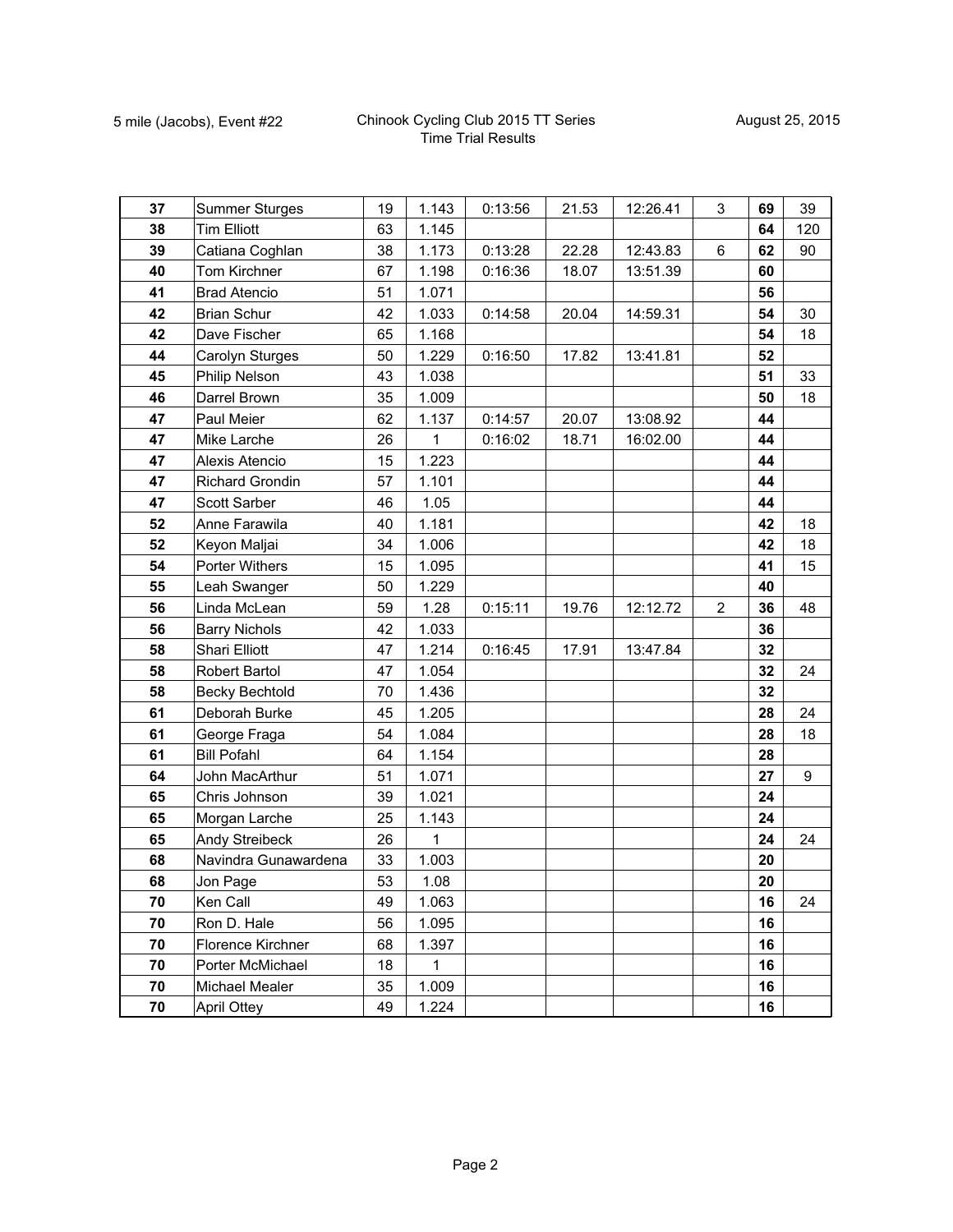| | | | | | | | | | |
|---|---|---|---|---|---|---|---|---|---|
| **37** | Summer Sturges | 19 | 1.143 | 0:13:56 | 21.53 | 12:26.41 | 3 | **69** | 39 |
| **38** | Tim Elliott | 63 | 1.145 | | | | | **64** | 120 |
| **39** | Catiana Coghlan | 38 | 1.173 | 0:13:28 | 22.28 | 12:43.83 | 6 | **62** | 90 |
| **40** | Tom Kirchner | 67 | 1.198 | 0:16:36 | 18.07 | 13:51.39 | | **60** | |
| **41** | Brad Atencio | 51 | 1.071 | | | | | **56** | |
| **42** | Brian Schur | 42 | 1.033 | 0:14:58 | 20.04 | 14:59.31 | | **54** | 30 |
| **42** | Dave Fischer | 65 | 1.168 | | | | | **54** | 18 |
| **44** | Carolyn Sturges | 50 | 1.229 | 0:16:50 | 17.82 | 13:41.81 | | **52** | |
| **45** | Philip Nelson | 43 | 1.038 | | | | | **51** | 33 |
| **46** | Darrel Brown | 35 | 1.009 | | | | | **50** | 18 |
| **47** | Paul Meier | 62 | 1.137 | 0:14:57 | 20.07 | 13:08.92 | | **44** | |
| **47** | Mike Larche | 26 | 1 | 0:16:02 | 18.71 | 16:02.00 | | **44** | |
| **47** | Alexis Atencio | 15 | 1.223 | | | | | **44** | |
| **47** | Richard Grondin | 57 | 1.101 | | | | | **44** | |
| **47** | Scott Sarber | 46 | 1.05 | | | | | **44** | |
| **52** | Anne Farawila | 40 | 1.181 | | | | | **42** | 18 |
| **52** | Keyon Maljai | 34 | 1.006 | | | | | **42** | 18 |
| **54** | Porter Withers | 15 | 1.095 | | | | | **41** | 15 |
| **55** | Leah Swanger | 50 | 1.229 | | | | | **40** | |
| **56** | Linda McLean | 59 | 1.28 | 0:15:11 | 19.76 | 12:12.72 | 2 | **36** | 48 |
| **56** | Barry Nichols | 42 | 1.033 | | | | | **36** | |
| **58** | Shari Elliott | 47 | 1.214 | 0:16:45 | 17.91 | 13:47.84 | | **32** | |
| **58** | Robert Bartol | 47 | 1.054 | | | | | **32** | 24 |
| **58** | Becky Bechtold | 70 | 1.436 | | | | | **32** | |
| **61** | Deborah Burke | 45 | 1.205 | | | | | **28** | 24 |
| **61** | George Fraga | 54 | 1.084 | | | | | **28** | 18 |
| **61** | Bill Pofahl | 64 | 1.154 | | | | | **28** | |
| **64** | John MacArthur | 51 | 1.071 | | | | | **27** | 9 |
| **65** | Chris Johnson | 39 | 1.021 | | | | | **24** | |
| **65** | Morgan Larche | 25 | 1.143 | | | | | **24** | |
| **65** | Andy Streibeck | 26 | 1 | | | | | **24** | 24 |
| **68** | Navindra Gunawardena | 33 | 1.003 | | | | | **20** | |
| **68** | Jon Page | 53 | 1.08 | | | | | **20** | |
| **70** | Ken Call | 49 | 1.063 | | | | | **16** | 24 |
| **70** | Ron D. Hale | 56 | 1.095 | | | | | **16** | |
| **70** | Florence Kirchner | 68 | 1.397 | | | | | **16** | |
| **70** | Porter McMichael | 18 | 1 | | | | | **16** | |
| **70** | Michael Mealer | 35 | 1.009 | | | | | **16** | |
| **70** | April Ottey | 49 | 1.224 | | | | | **16** | |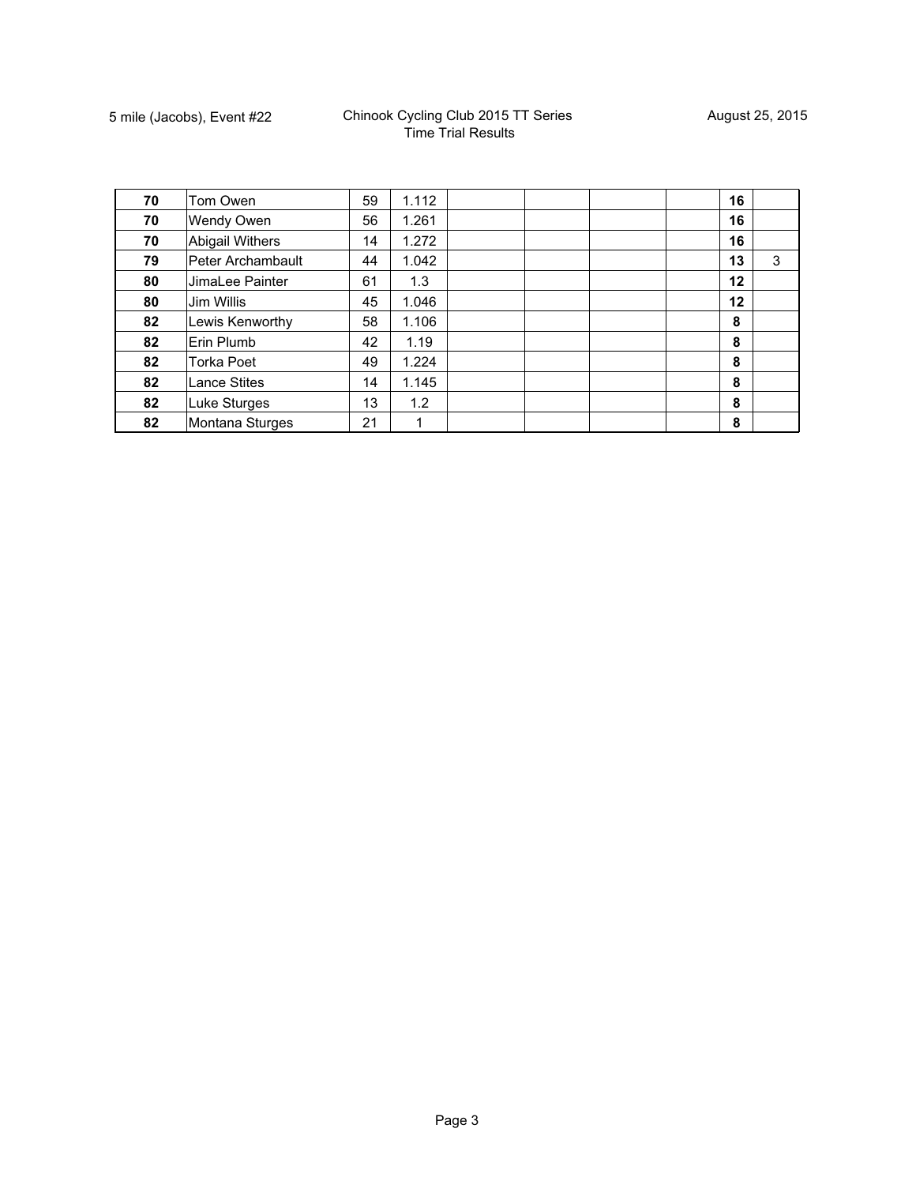| | | | | | | | | | |
|---|---|---|---|---|---|---|---|---|---|
| **70** | Tom Owen | 59 | 1.112 | | | | | **16** | |
| **70** | Wendy Owen | 56 | 1.261 | | | | | **16** | |
| **70** | Abigail Withers | 14 | 1.272 | | | | | **16** | |
| **79** | Peter Archambault | 44 | 1.042 | | | | | **13** | 3 |
| **80** | JimaLee Painter | 61 | 1.3 | | | | | **12** | |
| **80** | Jim Willis | 45 | 1.046 | | | | | **12** | |
| **82** | Lewis Kenworthy | 58 | 1.106 | | | | | **8** | |
| **82** | Erin Plumb | 42 | 1.19 | | | | | **8** | |
| **82** | Torka Poet | 49 | 1.224 | | | | | **8** | |
| **82** | Lance Stites | 14 | 1.145 | | | | | **8** | |
| **82** | Luke Sturges | 13 | 1.2 | | | | | **8** | |
| **82** | Montana Sturges | 21 | 1 | | | | | **8** | |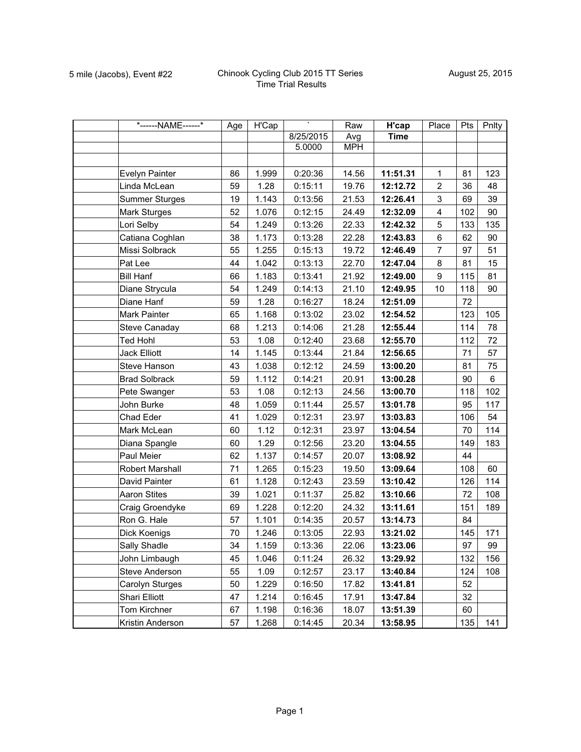5 mile (Jacobs), Event #22

Chinook Cycling Club 2015 TT Series
Time Trial Results

August 25, 2015

| | *------NAME------* | Age | H'Cap | ` | Raw | **H'cap** | Place | Pts | Pnlty |
|---|---|---|---|---|---|---|---|---|---|
| | | | | 8/25/2015 | Avg | **Time** | | | |
| | | | | 5.0000 | MPH | | | | |
| | | | | | | | | | |
| | Evelyn Painter | 86 | 1.999 | 0:20:36 | 14.56 | **11:51.31** | 1 | 81 | 123 |
| | Linda McLean | 59 | 1.28 | 0:15:11 | 19.76 | **12:12.72** | 2 | 36 | 48 |
| | Summer Sturges | 19 | 1.143 | 0:13:56 | 21.53 | **12:26.41** | 3 | 69 | 39 |
| | Mark Sturges | 52 | 1.076 | 0:12:15 | 24.49 | **12:32.09** | 4 | 102 | 90 |
| | Lori Selby | 54 | 1.249 | 0:13:26 | 22.33 | **12:42.32** | 5 | 133 | 135 |
| | Catiana Coghlan | 38 | 1.173 | 0:13:28 | 22.28 | **12:43.83** | 6 | 62 | 90 |
| | Missi Solbrack | 55 | 1.255 | 0:15:13 | 19.72 | **12:46.49** | 7 | 97 | 51 |
| | Pat Lee | 44 | 1.042 | 0:13:13 | 22.70 | **12:47.04** | 8 | 81 | 15 |
| | Bill Hanf | 66 | 1.183 | 0:13:41 | 21.92 | **12:49.00** | 9 | 115 | 81 |
| | Diane Strycula | 54 | 1.249 | 0:14:13 | 21.10 | **12:49.95** | 10 | 118 | 90 |
| | Diane Hanf | 59 | 1.28 | 0:16:27 | 18.24 | **12:51.09** | | 72 | |
| | Mark Painter | 65 | 1.168 | 0:13:02 | 23.02 | **12:54.52** | | 123 | 105 |
| | Steve Canaday | 68 | 1.213 | 0:14:06 | 21.28 | **12:55.44** | | 114 | 78 |
| | Ted Hohl | 53 | 1.08 | 0:12:40 | 23.68 | **12:55.70** | | 112 | 72 |
| | Jack Elliott | 14 | 1.145 | 0:13:44 | 21.84 | **12:56.65** | | 71 | 57 |
| | Steve Hanson | 43 | 1.038 | 0:12:12 | 24.59 | **13:00.20** | | 81 | 75 |
| | Brad Solbrack | 59 | 1.112 | 0:14:21 | 20.91 | **13:00.28** | | 90 | 6 |
| | Pete Swanger | 53 | 1.08 | 0:12:13 | 24.56 | **13:00.70** | | 118 | 102 |
| | John Burke | 48 | 1.059 | 0:11:44 | 25.57 | **13:01.78** | | 95 | 117 |
| | Chad Eder | 41 | 1.029 | 0:12:31 | 23.97 | **13:03.83** | | 106 | 54 |
| | Mark McLean | 60 | 1.12 | 0:12:31 | 23.97 | **13:04.54** | | 70 | 114 |
| | Diana Spangle | 60 | 1.29 | 0:12:56 | 23.20 | **13:04.55** | | 149 | 183 |
| | Paul Meier | 62 | 1.137 | 0:14:57 | 20.07 | **13:08.92** | | 44 | |
| | Robert Marshall | 71 | 1.265 | 0:15:23 | 19.50 | **13:09.64** | | 108 | 60 |
| | David Painter | 61 | 1.128 | 0:12:43 | 23.59 | **13:10.42** | | 126 | 114 |
| | Aaron Stites | 39 | 1.021 | 0:11:37 | 25.82 | **13:10.66** | | 72 | 108 |
| | Craig Groendyke | 69 | 1.228 | 0:12:20 | 24.32 | **13:11.61** | | 151 | 189 |
| | Ron G. Hale | 57 | 1.101 | 0:14:35 | 20.57 | **13:14.73** | | 84 | |
| | Dick Koenigs | 70 | 1.246 | 0:13:05 | 22.93 | **13:21.02** | | 145 | 171 |
| | Sally Shadle | 34 | 1.159 | 0:13:36 | 22.06 | **13:23.06** | | 97 | 99 |
| | John Limbaugh | 45 | 1.046 | 0:11:24 | 26.32 | **13:29.92** | | 132 | 156 |
| | Steve Anderson | 55 | 1.09 | 0:12:57 | 23.17 | **13:40.84** | | 124 | 108 |
| | Carolyn Sturges | 50 | 1.229 | 0:16:50 | 17.82 | **13:41.81** | | 52 | |
| | Shari Elliott | 47 | 1.214 | 0:16:45 | 17.91 | **13:47.84** | | 32 | |
| | Tom Kirchner | 67 | 1.198 | 0:16:36 | 18.07 | **13:51.39** | | 60 | |
| | Kristin Anderson | 57 | 1.268 | 0:14:45 | 20.34 | **13:58.95** | | 135 | 141 |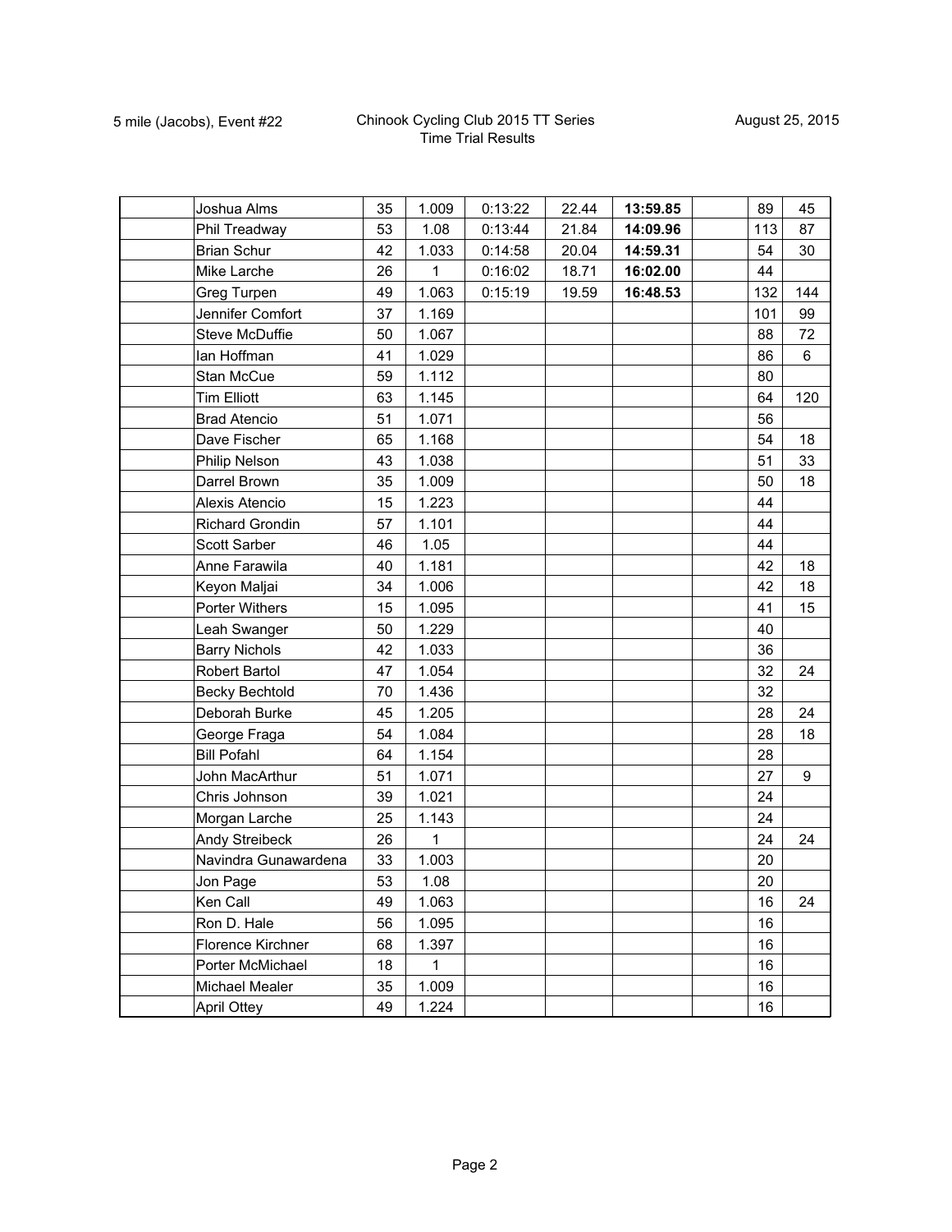5 mile (Jacobs), Event #22

Chinook Cycling Club 2015 TT Series
Time Trial Results

August 25, 2015

| | | | | | | | | | |
|---|---|---|---|---|---|---|---|---|---|
| | Joshua Alms | 35 | 1.009 | 0:13:22 | 22.44 | **13:59.85** | | 89 | 45 |
| | Phil Treadway | 53 | 1.08 | 0:13:44 | 21.84 | **14:09.96** | | 113 | 87 |
| | Brian Schur | 42 | 1.033 | 0:14:58 | 20.04 | **14:59.31** | | 54 | 30 |
| | Mike Larche | 26 | 1 | 0:16:02 | 18.71 | **16:02.00** | | 44 | |
| | Greg Turpen | 49 | 1.063 | 0:15:19 | 19.59 | **16:48.53** | | 132 | 144 |
| | Jennifer Comfort | 37 | 1.169 | | | | | 101 | 99 |
| | Steve McDuffie | 50 | 1.067 | | | | | 88 | 72 |
| | Ian Hoffman | 41 | 1.029 | | | | | 86 | 6 |
| | Stan McCue | 59 | 1.112 | | | | | 80 | |
| | Tim Elliott | 63 | 1.145 | | | | | 64 | 120 |
| | Brad Atencio | 51 | 1.071 | | | | | 56 | |
| | Dave Fischer | 65 | 1.168 | | | | | 54 | 18 |
| | Philip Nelson | 43 | 1.038 | | | | | 51 | 33 |
| | Darrel Brown | 35 | 1.009 | | | | | 50 | 18 |
| | Alexis Atencio | 15 | 1.223 | | | | | 44 | |
| | Richard Grondin | 57 | 1.101 | | | | | 44 | |
| | Scott Sarber | 46 | 1.05 | | | | | 44 | |
| | Anne Farawila | 40 | 1.181 | | | | | 42 | 18 |
| | Keyon Maljai | 34 | 1.006 | | | | | 42 | 18 |
| | Porter Withers | 15 | 1.095 | | | | | 41 | 15 |
| | Leah Swanger | 50 | 1.229 | | | | | 40 | |
| | Barry Nichols | 42 | 1.033 | | | | | 36 | |
| | Robert Bartol | 47 | 1.054 | | | | | 32 | 24 |
| | Becky Bechtold | 70 | 1.436 | | | | | 32 | |
| | Deborah Burke | 45 | 1.205 | | | | | 28 | 24 |
| | George Fraga | 54 | 1.084 | | | | | 28 | 18 |
| | Bill Pofahl | 64 | 1.154 | | | | | 28 | |
| | John MacArthur | 51 | 1.071 | | | | | 27 | 9 |
| | Chris Johnson | 39 | 1.021 | | | | | 24 | |
| | Morgan Larche | 25 | 1.143 | | | | | 24 | |
| | Andy Streibeck | 26 | 1 | | | | | 24 | 24 |
| | Navindra Gunawardena | 33 | 1.003 | | | | | 20 | |
| | Jon Page | 53 | 1.08 | | | | | 20 | |
| | Ken Call | 49 | 1.063 | | | | | 16 | 24 |
| | Ron D. Hale | 56 | 1.095 | | | | | 16 | |
| | Florence Kirchner | 68 | 1.397 | | | | | 16 | |
| | Porter McMichael | 18 | 1 | | | | | 16 | |
| | Michael Mealer | 35 | 1.009 | | | | | 16 | |
| | April Ottey | 49 | 1.224 | | | | | 16 | |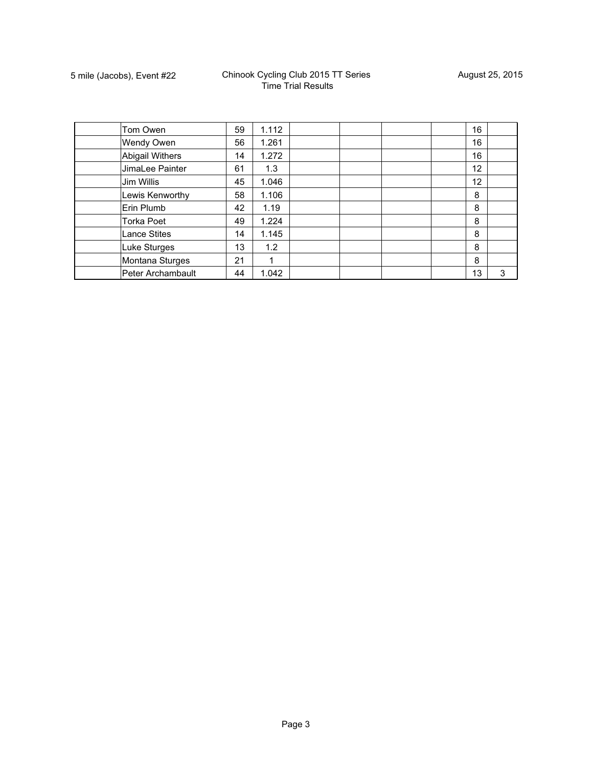| | | | | | | | | | |
|---|---|---|---|---|---|---|---|---|---|
| | Tom Owen | 59 | 1.112 | | | | | 16 | |
| | Wendy Owen | 56 | 1.261 | | | | | 16 | |
| | Abigail Withers | 14 | 1.272 | | | | | 16 | |
| | JimaLee Painter | 61 | 1.3 | | | | | 12 | |
| | Jim Willis | 45 | 1.046 | | | | | 12 | |
| | Lewis Kenworthy | 58 | 1.106 | | | | | 8 | |
| | Erin Plumb | 42 | 1.19 | | | | | 8 | |
| | Torka Poet | 49 | 1.224 | | | | | 8 | |
| | Lance Stites | 14 | 1.145 | | | | | 8 | |
| | Luke Sturges | 13 | 1.2 | | | | | 8 | |
| | Montana Sturges | 21 | 1 | | | | | 8 | |
| | Peter Archambault | 44 | 1.042 | | | | | 13 | 3 |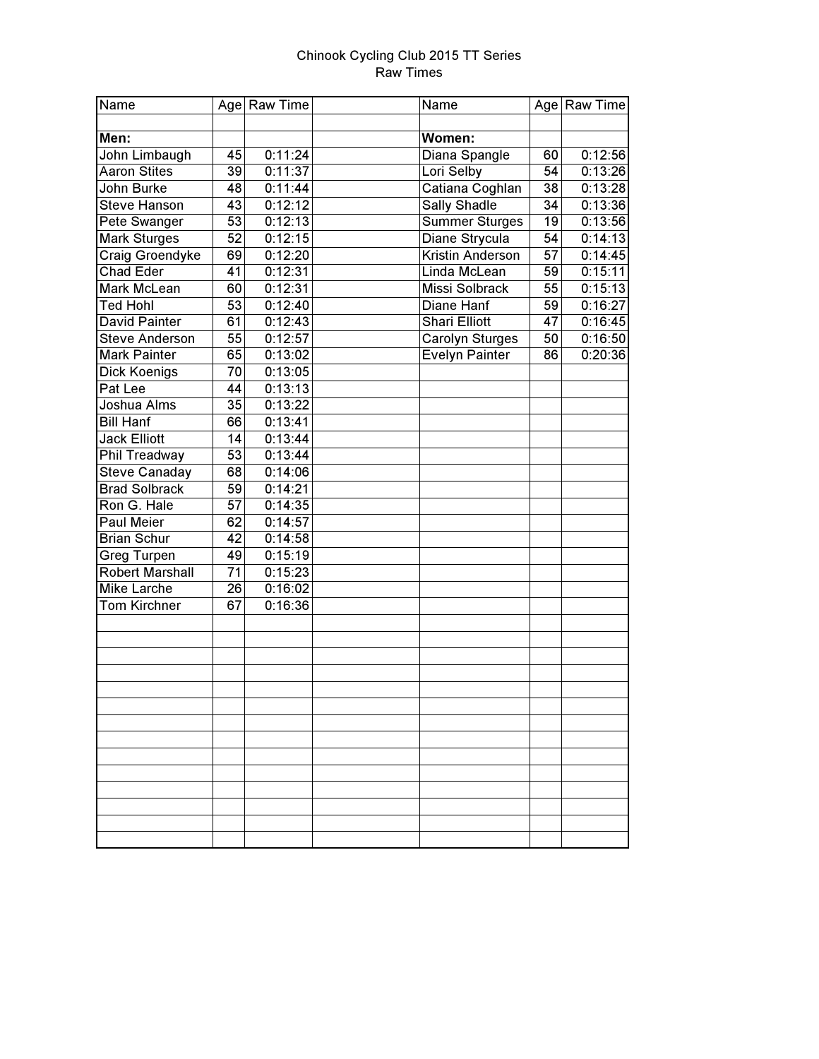Chinook Cycling Club 2015 TT Series
Raw Times

| Name | Age | Raw Time | | Name | Age | Raw Time |
|---|---|---|---|---|---|---|
| | | | | | | |
| **Men:** | | | | **Women:** | | |
| John Limbaugh | 45 | 0:11:24 | | Diana Spangle | 60 | 0:12:56 |
| Aaron Stites | 39 | 0:11:37 | | Lori Selby | 54 | 0:13:26 |
| John Burke | 48 | 0:11:44 | | Catiana Coghlan | 38 | 0:13:28 |
| Steve Hanson | 43 | 0:12:12 | | Sally Shadle | 34 | 0:13:36 |
| Pete Swanger | 53 | 0:12:13 | | Summer Sturges | 19 | 0:13:56 |
| Mark Sturges | 52 | 0:12:15 | | Diane Strycula | 54 | 0:14:13 |
| Craig Groendyke | 69 | 0:12:20 | | Kristin Anderson | 57 | 0:14:45 |
| Chad Eder | 41 | 0:12:31 | | Linda McLean | 59 | 0:15:11 |
| Mark McLean | 60 | 0:12:31 | | Missi Solbrack | 55 | 0:15:13 |
| Ted Hohl | 53 | 0:12:40 | | Diane Hanf | 59 | 0:16:27 |
| David Painter | 61 | 0:12:43 | | Shari Elliott | 47 | 0:16:45 |
| Steve Anderson | 55 | 0:12:57 | | Carolyn Sturges | 50 | 0:16:50 |
| Mark Painter | 65 | 0:13:02 | | Evelyn Painter | 86 | 0:20:36 |
| Dick Koenigs | 70 | 0:13:05 | | | | |
| Pat Lee | 44 | 0:13:13 | | | | |
| Joshua Alms | 35 | 0:13:22 | | | | |
| Bill Hanf | 66 | 0:13:41 | | | | |
| Jack Elliott | 14 | 0:13:44 | | | | |
| Phil Treadway | 53 | 0:13:44 | | | | |
| Steve Canaday | 68 | 0:14:06 | | | | |
| Brad Solbrack | 59 | 0:14:21 | | | | |
| Ron G. Hale | 57 | 0:14:35 | | | | |
| Paul Meier | 62 | 0:14:57 | | | | |
| Brian Schur | 42 | 0:14:58 | | | | |
| Greg Turpen | 49 | 0:15:19 | | | | |
| Robert Marshall | 71 | 0:15:23 | | | | |
| Mike Larche | 26 | 0:16:02 | | | | |
| Tom Kirchner | 67 | 0:16:36 | | | | |